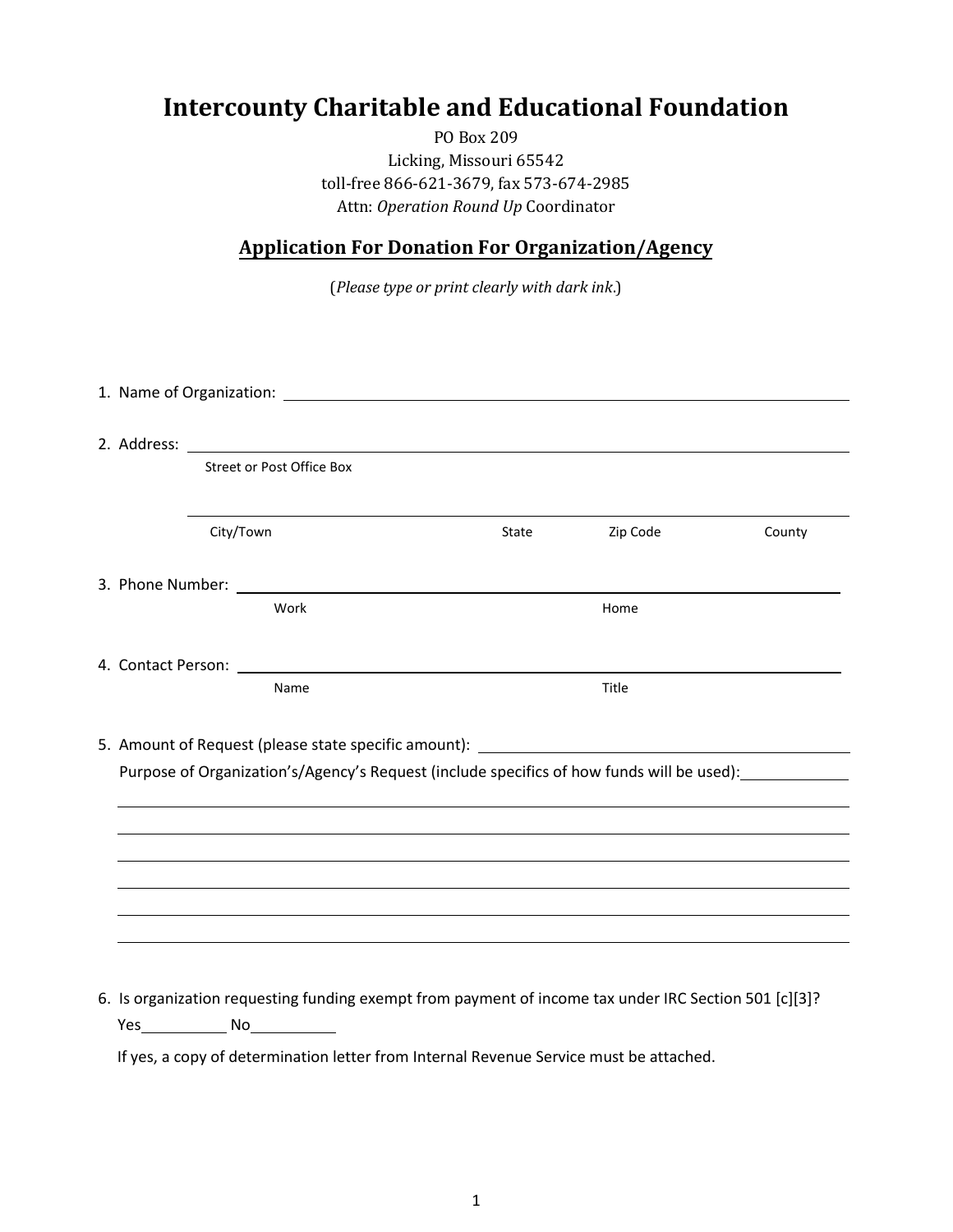# Intercounty Charitable and Educational Foundation

PO Box 209
Licking, Missouri 65542
toll-free 866-621-3679, fax 573-674-2985
Attn: *Operation Round Up* Coordinator

## Application For Donation For Organization/Agency

(*Please type or print clearly with dark ink*.)

1. Name of Organization: ______________________________________________

2. Address: ______________________________________________
   Street or Post Office Box

   ______________________________________________
   City/Town    State    Zip Code    County

3. Phone Number: ______________________________________________
   Work    Home

4. Contact Person: ______________________________________________
   Name    Title

5. Amount of Request (please state specific amount): ______________________

   Purpose of Organization's/Agency's Request (include specifics of how funds will be used): ____________

   ______________________________________________
   ______________________________________________
   ______________________________________________
   ______________________________________________
   ______________________________________________
   ______________________________________________

6. Is organization requesting funding exempt from payment of income tax under IRC Section 501 [c][3]?

   Yes__________ No__________

   If yes, a copy of determination letter from Internal Revenue Service must be attached.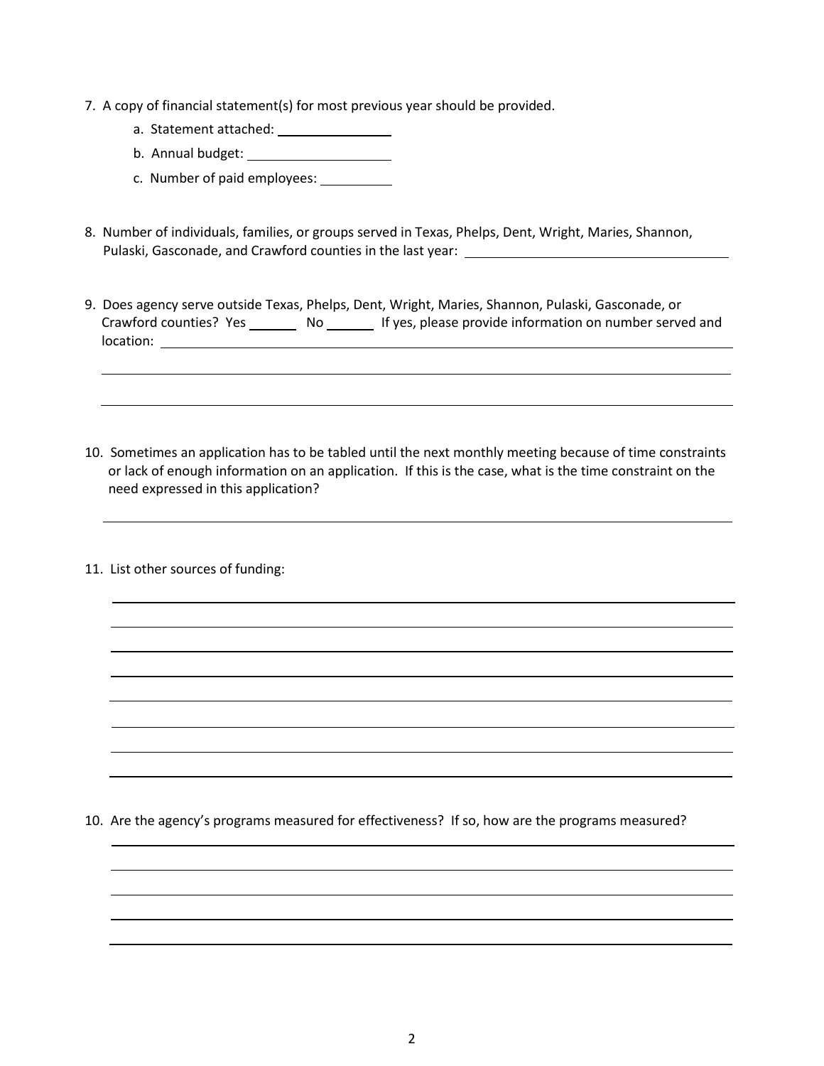7. A copy of financial statement(s) for most previous year should be provided.
   a. Statement attached: ______________
   b. Annual budget: ________________
   c. Number of paid employees: _________

8. Number of individuals, families, or groups served in Texas, Phelps, Dent, Wright, Maries, Shannon, Pulaski, Gasconade, and Crawford counties in the last year: ______________________________

9. Does agency serve outside Texas, Phelps, Dent, Wright, Maries, Shannon, Pulaski, Gasconade, or Crawford counties? Yes ______ No ______ If yes, please provide information on number served and location: ________________________________________________________________

10. Sometimes an application has to be tabled until the next monthly meeting because of time constraints or lack of enough information on an application. If this is the case, what is the time constraint on the need expressed in this application?

________________________________________________________________

11. List other sources of funding:

________________________________________________________________

10. Are the agency's programs measured for effectiveness? If so, how are the programs measured?

________________________________________________________________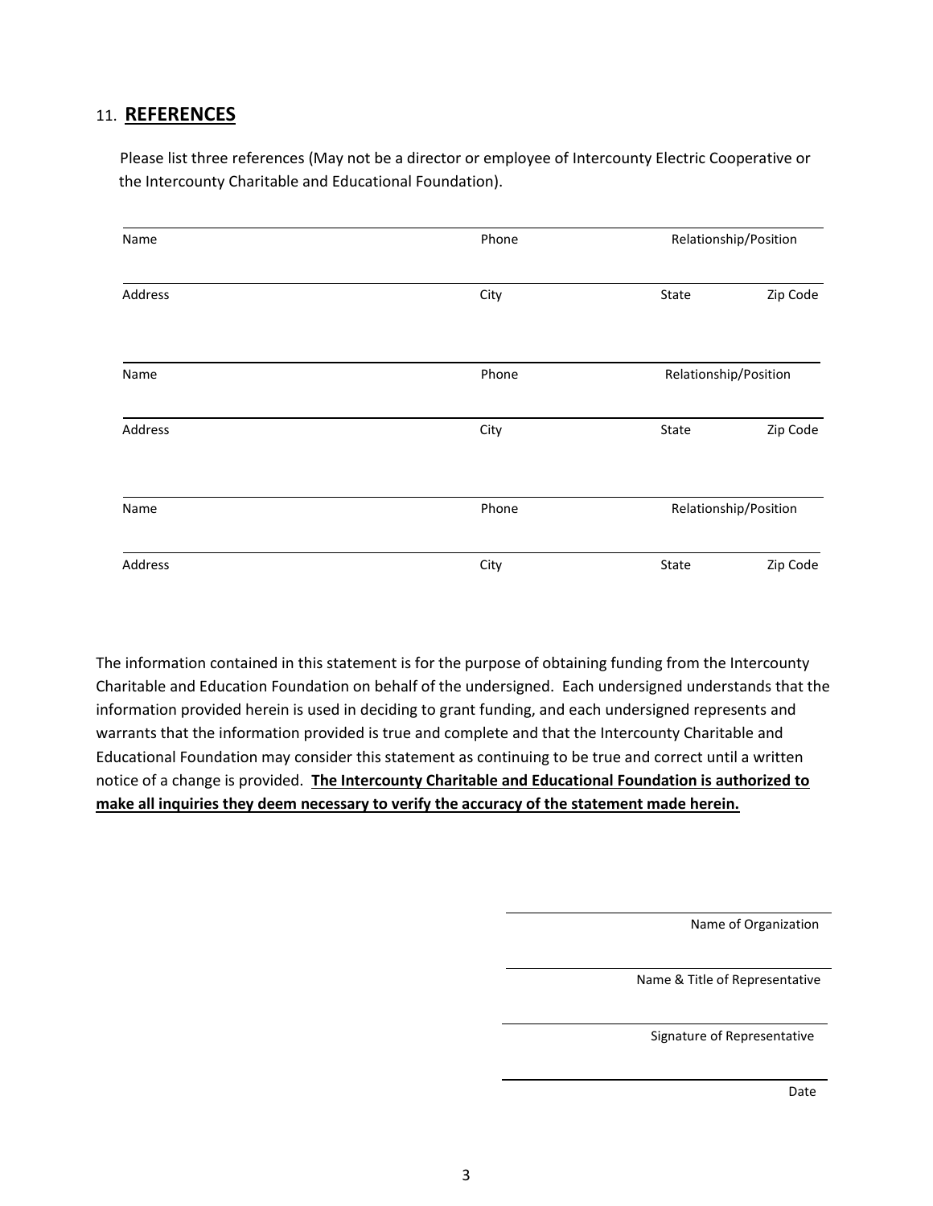## 11. **REFERENCES**

Please list three references (May not be a director or employee of Intercounty Electric Cooperative or the Intercounty Charitable and Educational Foundation).

Name Phone Relationship/Position

Address City State Zip Code

Name Phone Relationship/Position

Address City State Zip Code

Name Phone Relationship/Position

Address City State Zip Code

The information contained in this statement is for the purpose of obtaining funding from the Intercounty Charitable and Education Foundation on behalf of the undersigned. Each undersigned understands that the information provided herein is used in deciding to grant funding, and each undersigned represents and warrants that the information provided is true and complete and that the Intercounty Charitable and Educational Foundation may consider this statement as continuing to be true and correct until a written notice of a change is provided. **The Intercounty Charitable and Educational Foundation is authorized to make all inquiries they deem necessary to verify the accuracy of the statement made herein.**

Name of Organization

Name & Title of Representative

Signature of Representative

Date